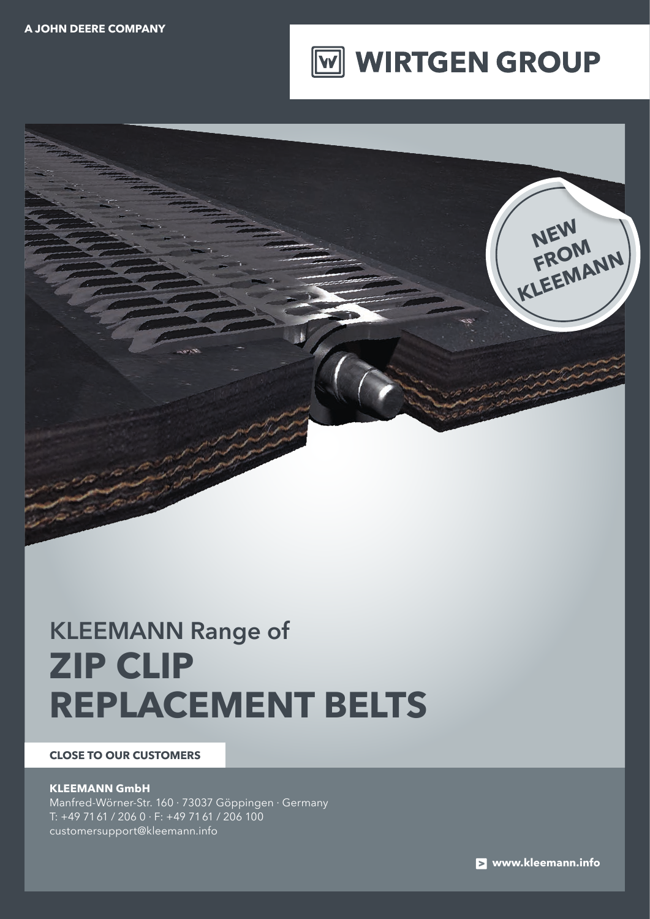A JOHN DEERE COMPANY

WIRTGEN GROUP

NEW FROM KLEEMANN

# KLEEMANN Range of
# ZIP CLIP REPLACEMENT BELTS

**CLOSE TO OUR CUSTOMERS**

**KLEEMANN GmbH**
Manfred-Wörner-Str. 160 · 73037 Göppingen · Germany
T: +49 71 61 / 206 0 · F: +49 71 61 / 206 100
customersupport@kleemann.info

**www.kleemann.info**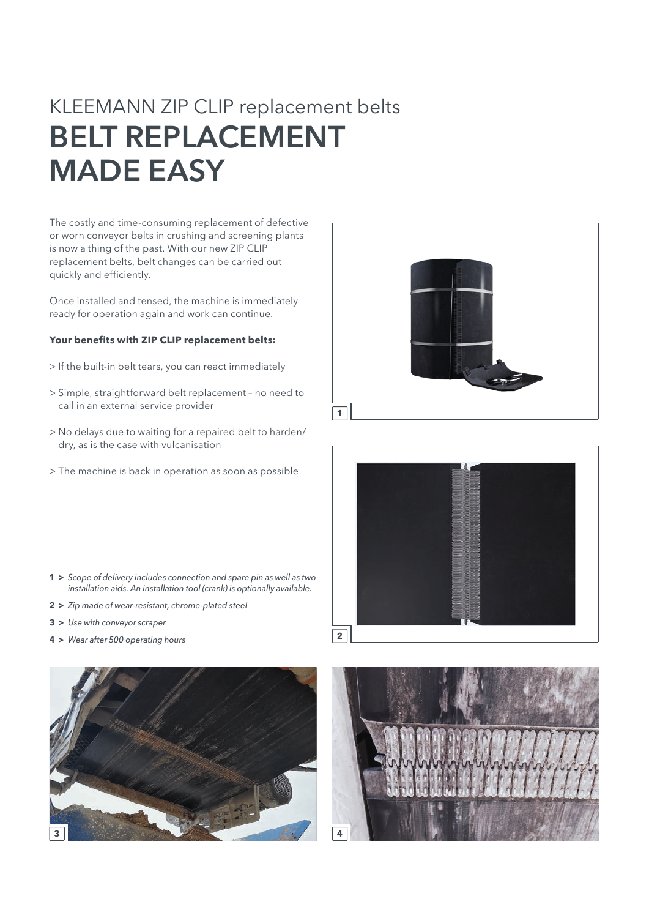## KLEEMANN ZIP CLIP replacement belts

# BELT REPLACEMENT MADE EASY

The costly and time-consuming replacement of defective or worn conveyor belts in crushing and screening plants is now a thing of the past. With our new ZIP CLIP replacement belts, belt changes can be carried out quickly and efficiently.

Once installed and tensed, the machine is immediately ready for operation again and work can continue.

**Your benefits with ZIP CLIP replacement belts:**

> If the built-in belt tears, you can react immediately

> Simple, straightforward belt replacement – no need to call in an external service provider

> No delays due to waiting for a repaired belt to harden/dry, as is the case with vulcanisation

> The machine is back in operation as soon as possible

**1 >** *Scope of delivery includes connection and spare pin as well as two installation aids. An installation tool (crank) is optionally available.*

**2 >** *Zip made of wear-resistant, chrome-plated steel*

**3 >** *Use with conveyor scraper*

**4 >** *Wear after 500 operating hours*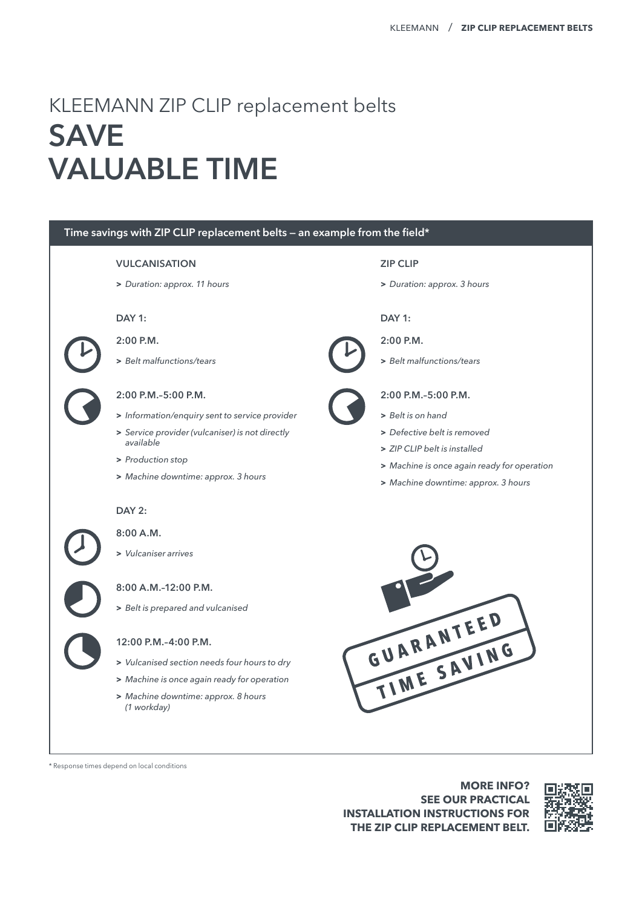KLEEMANN ZIP CLIP replacement belts

# SAVE VALUABLE TIME

## Time savings with ZIP CLIP replacement belts — an example from the field*

### VULCANISATION

- *Duration: approx. 11 hours*

**DAY 1:**

**2:00 P.M.**

- *Belt malfunctions/tears*

**2:00 P.M.–5:00 P.M.**

- *Information/enquiry sent to service provider*
- *Service provider (vulcaniser) is not directly available*
- *Production stop*
- *Machine downtime: approx. 3 hours*

**DAY 2:**

**8:00 A.M.**

- *Vulcaniser arrives*

**8:00 A.M.–12:00 P.M.**

- *Belt is prepared and vulcanised*

**12:00 P.M.–4:00 P.M.**

- *Vulcanised section needs four hours to dry*
- *Machine is once again ready for operation*
- *Machine downtime: approx. 8 hours (1 workday)*

### ZIP CLIP

- *Duration: approx. 3 hours*

**DAY 1:**

**2:00 P.M.**

- *Belt malfunctions/tears*

**2:00 P.M.–5:00 P.M.**

- *Belt is on hand*
- *Defective belt is removed*
- *ZIP CLIP belt is installed*
- *Machine is once again ready for operation*
- *Machine downtime: approx. 3 hours*

GUARANTEED TIME SAVING

* Response times depend on local conditions

**MORE INFO? SEE OUR PRACTICAL INSTALLATION INSTRUCTIONS FOR THE ZIP CLIP REPLACEMENT BELT.**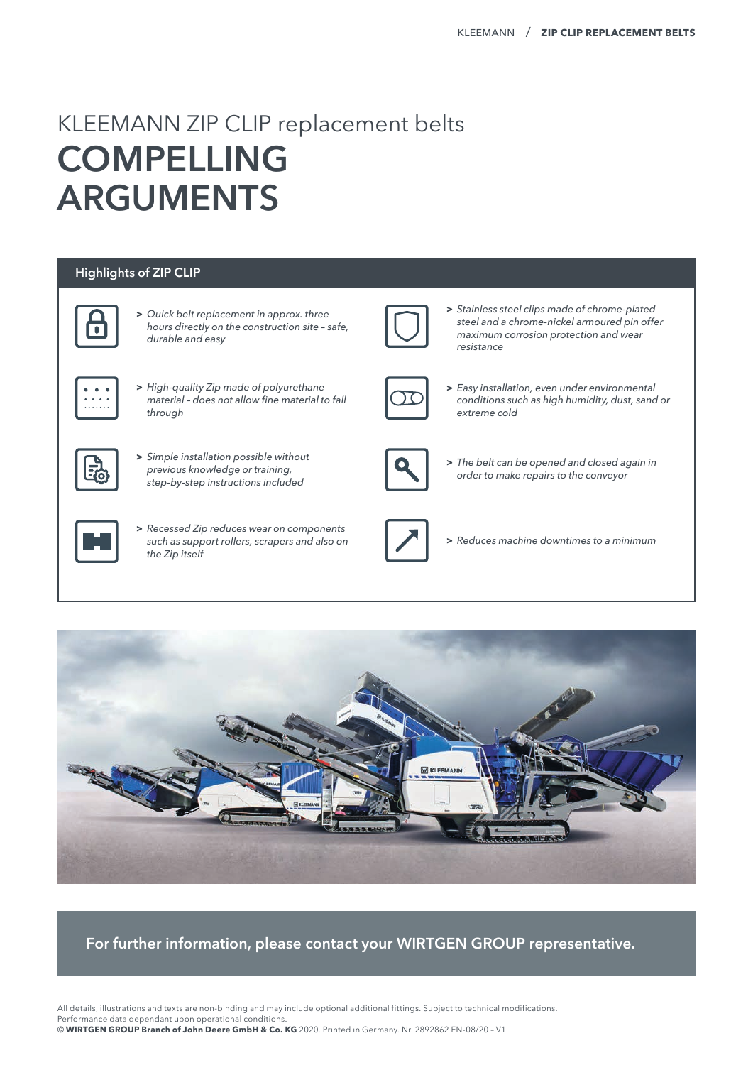# KLEEMANN ZIP CLIP replacement belts

# COMPELLING ARGUMENTS

## Highlights of ZIP CLIP

- *Quick belt replacement in approx. three hours directly on the construction site – safe, durable and easy*
- *Stainless steel clips made of chrome-plated steel and a chrome-nickel armoured pin offer maximum corrosion protection and wear resistance*
- *High-quality Zip made of polyurethane material – does not allow fine material to fall through*
- *Easy installation, even under environmental conditions such as high humidity, dust, sand or extreme cold*
- *Simple installation possible without previous knowledge or training, step-by-step instructions included*
- *The belt can be opened and closed again in order to make repairs to the conveyor*
- *Recessed Zip reduces wear on components such as support rollers, scrapers and also on the Zip itself*
- *Reduces machine downtimes to a minimum*

**For further information, please contact your WIRTGEN GROUP representative.**

All details, illustrations and texts are non-binding and may include optional additional fittings. Subject to technical modifications.
Performance data dependant upon operational conditions.
**© WIRTGEN GROUP Branch of John Deere GmbH & Co. KG** 2020. Printed in Germany. Nr. 2892862 EN-08/20 – V1